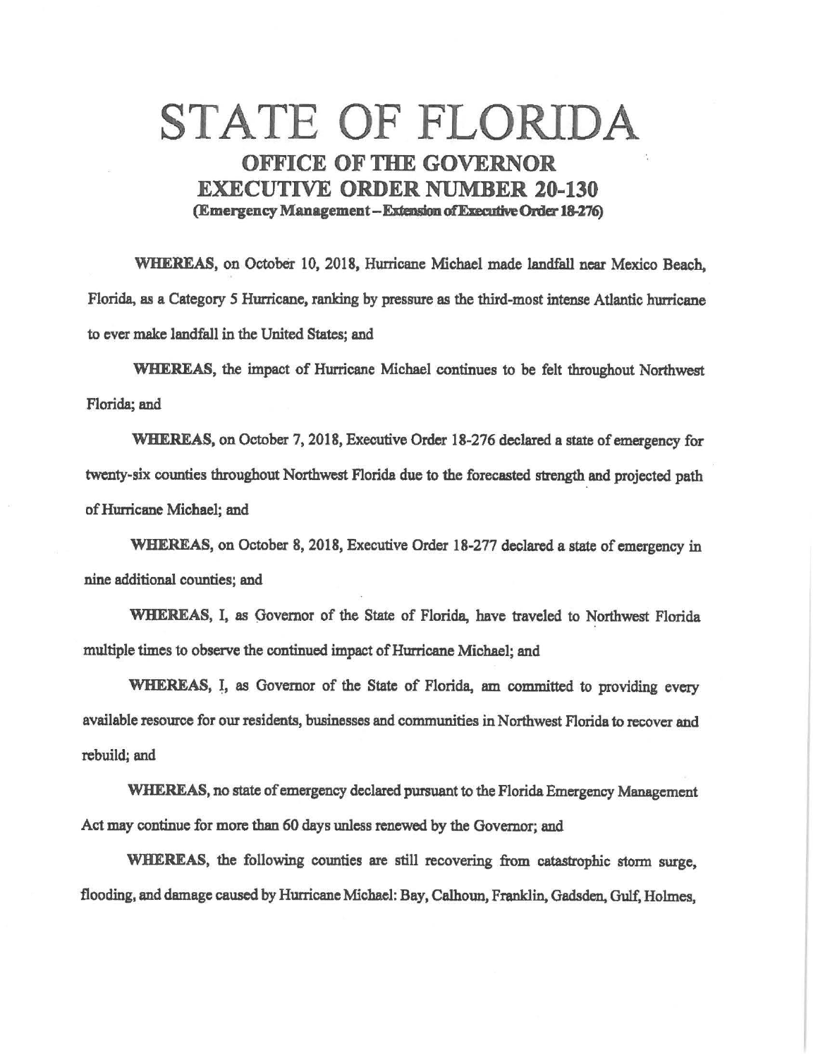# STATE OF FLORIDA

## OFFICE OF THE GOVERNOR

## EXECUTIVE ORDER NUMBER 20-130

**(Emergency Management – Extension of Executive Order 18-276)**

**WHEREAS**, on October 10, 2018, Hurricane Michael made landfall near Mexico Beach, Florida, as a Category 5 Hurricane, ranking by pressure as the third-most intense Atlantic hurricane to ever make landfall in the United States; and

**WHEREAS**, the impact of Hurricane Michael continues to be felt throughout Northwest Florida; and

**WHEREAS**, on October 7, 2018, Executive Order 18-276 declared a state of emergency for twenty-six counties throughout Northwest Florida due to the forecasted strength and projected path of Hurricane Michael; and

**WHEREAS**, on October 8, 2018, Executive Order 18-277 declared a state of emergency in nine additional counties; and

**WHEREAS**, I, as Governor of the State of Florida, have traveled to Northwest Florida multiple times to observe the continued impact of Hurricane Michael; and

**WHEREAS**, I, as Governor of the State of Florida, am committed to providing every available resource for our residents, businesses and communities in Northwest Florida to recover and rebuild; and

**WHEREAS**, no state of emergency declared pursuant to the Florida Emergency Management Act may continue for more than 60 days unless renewed by the Governor; and

**WHEREAS**, the following counties are still recovering from catastrophic storm surge, flooding, and damage caused by Hurricane Michael: Bay, Calhoun, Franklin, Gadsden, Gulf, Holmes,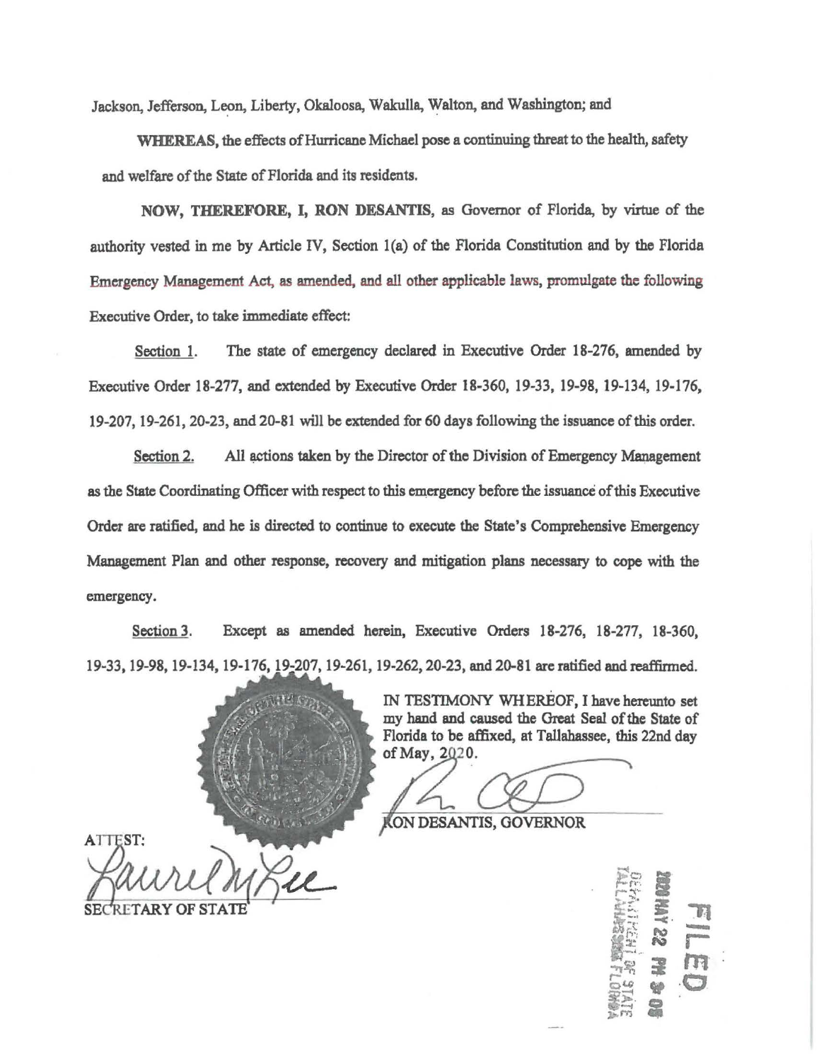Jackson, Jefferson, Leon, Liberty, Okaloosa, Wakulla, Walton, and Washington; and

**WHEREAS**, the effects of Hurricane Michael pose a continuing threat to the health, safety and welfare of the State of Florida and its residents.

**NOW, THEREFORE, I, RON DESANTIS**, as Governor of Florida, by virtue of the authority vested in me by Article IV, Section 1(a) of the Florida Constitution and by the Florida Emergency Management Act, as amended, and all other applicable laws, promulgate the following Executive Order, to take immediate effect:

Section 1. The state of emergency declared in Executive Order 18-276, amended by Executive Order 18-277, and extended by Executive Order 18-360, 19-33, 19-98, 19-134, 19-176, 19-207, 19-261, 20-23, and 20-81 will be extended for 60 days following the issuance of this order.

Section 2. All actions taken by the Director of the Division of Emergency Management as the State Coordinating Officer with respect to this emergency before the issuance of this Executive Order are ratified, and he is directed to continue to execute the State's Comprehensive Emergency Management Plan and other response, recovery and mitigation plans necessary to cope with the emergency.

Section 3. Except as amended herein, Executive Orders 18-276, 18-277, 18-360, 19-33, 19-98, 19-134, 19-176, 19-207, 19-261, 19-262, 20-23, and 20-81 are ratified and reaffirmed.

IN TESTIMONY WHEREOF, I have hereunto set my hand and caused the Great Seal of the State of Florida to be affixed, at Tallahassee, this 22nd day of May, 2020.

RON DESANTIS, GOVERNOR

ATTEST:

SECRETARY OF STATE

FILED

2020 MAY 22 PM 3:05

DEPARTMENT OF STATE
TALLAHASSEE, FLORIDA